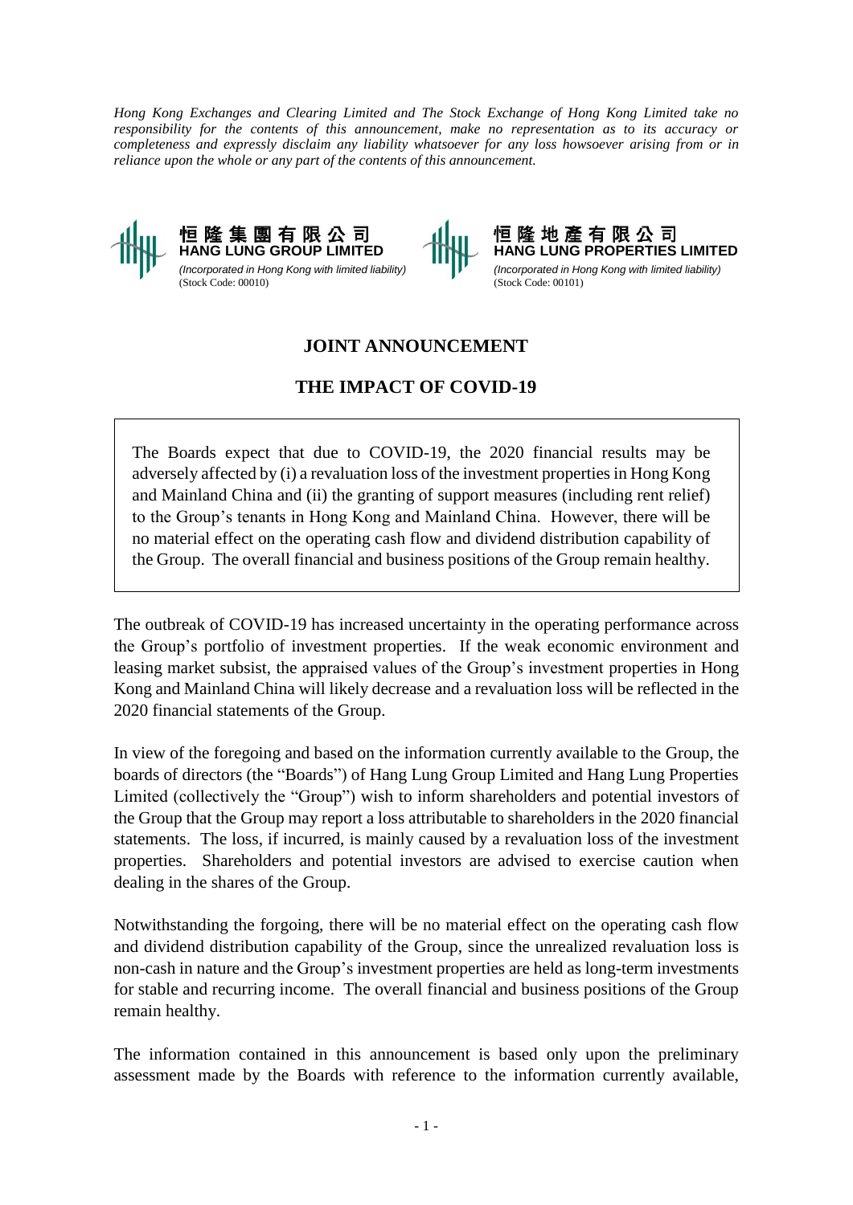*Hong Kong Exchanges and Clearing Limited and The Stock Exchange of Hong Kong Limited take no responsibility for the contents of this announcement, make no representation as to its accuracy or completeness and expressly disclaim any liability whatsoever for any loss howsoever arising from or in reliance upon the whole or any part of the contents of this announcement.*

**恒隆集團有限公司**
**HANG LUNG GROUP LIMITED**
*(Incorporated in Hong Kong with limited liability)*
(Stock Code: 00010)

**恒隆地產有限公司**
**HANG LUNG PROPERTIES LIMITED**
*(Incorporated in Hong Kong with limited liability)*
(Stock Code: 00101)

# JOINT ANNOUNCEMENT

## THE IMPACT OF COVID-19

> The Boards expect that due to COVID-19, the 2020 financial results may be adversely affected by (i) a revaluation loss of the investment properties in Hong Kong and Mainland China and (ii) the granting of support measures (including rent relief) to the Group's tenants in Hong Kong and Mainland China. However, there will be no material effect on the operating cash flow and dividend distribution capability of the Group. The overall financial and business positions of the Group remain healthy.

The outbreak of COVID-19 has increased uncertainty in the operating performance across the Group's portfolio of investment properties. If the weak economic environment and leasing market subsist, the appraised values of the Group's investment properties in Hong Kong and Mainland China will likely decrease and a revaluation loss will be reflected in the 2020 financial statements of the Group.

In view of the foregoing and based on the information currently available to the Group, the boards of directors (the "Boards") of Hang Lung Group Limited and Hang Lung Properties Limited (collectively the "Group") wish to inform shareholders and potential investors of the Group that the Group may report a loss attributable to shareholders in the 2020 financial statements. The loss, if incurred, is mainly caused by a revaluation loss of the investment properties. Shareholders and potential investors are advised to exercise caution when dealing in the shares of the Group.

Notwithstanding the forgoing, there will be no material effect on the operating cash flow and dividend distribution capability of the Group, since the unrealized revaluation loss is non-cash in nature and the Group's investment properties are held as long-term investments for stable and recurring income. The overall financial and business positions of the Group remain healthy.

The information contained in this announcement is based only upon the preliminary assessment made by the Boards with reference to the information currently available,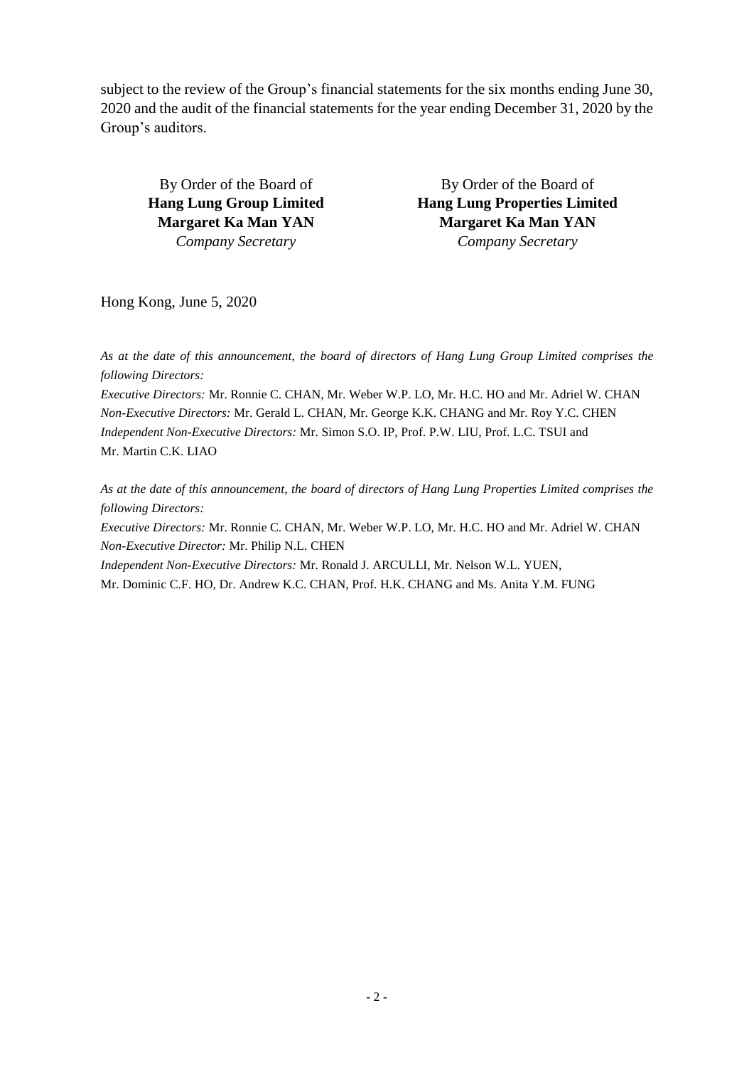subject to the review of the Group's financial statements for the six months ending June 30, 2020 and the audit of the financial statements for the year ending December 31, 2020 by the Group's auditors.

By Order of the Board of
**Hang Lung Group Limited**
**Margaret Ka Man YAN**
*Company Secretary*

By Order of the Board of
**Hang Lung Properties Limited**
**Margaret Ka Man YAN**
*Company Secretary*

Hong Kong, June 5, 2020

*As at the date of this announcement, the board of directors of Hang Lung Group Limited comprises the following Directors:*
*Executive Directors:* Mr. Ronnie C. CHAN, Mr. Weber W.P. LO, Mr. H.C. HO and Mr. Adriel W. CHAN
*Non-Executive Directors:* Mr. Gerald L. CHAN, Mr. George K.K. CHANG and Mr. Roy Y.C. CHEN
*Independent Non-Executive Directors:* Mr. Simon S.O. IP, Prof. P.W. LIU, Prof. L.C. TSUI and Mr. Martin C.K. LIAO

*As at the date of this announcement, the board of directors of Hang Lung Properties Limited comprises the following Directors:*
*Executive Directors:* Mr. Ronnie C. CHAN, Mr. Weber W.P. LO, Mr. H.C. HO and Mr. Adriel W. CHAN
*Non-Executive Director:* Mr. Philip N.L. CHEN
*Independent Non-Executive Directors:* Mr. Ronald J. ARCULLI, Mr. Nelson W.L. YUEN, Mr. Dominic C.F. HO, Dr. Andrew K.C. CHAN, Prof. H.K. CHANG and Ms. Anita Y.M. FUNG